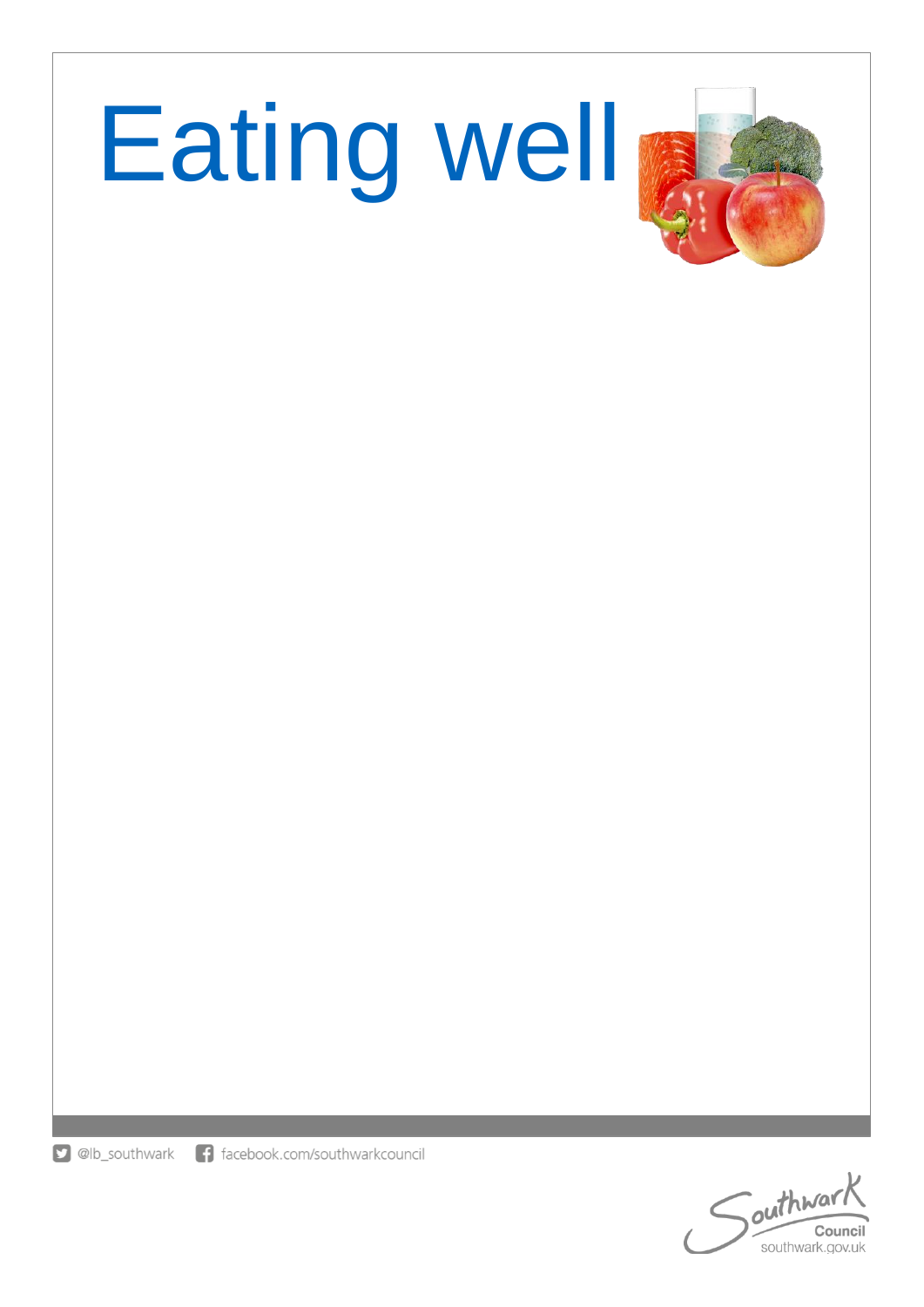# Eating well

@lb_southwark facebook.com/southwarkcouncil

Southwark Council
southwark.gov.uk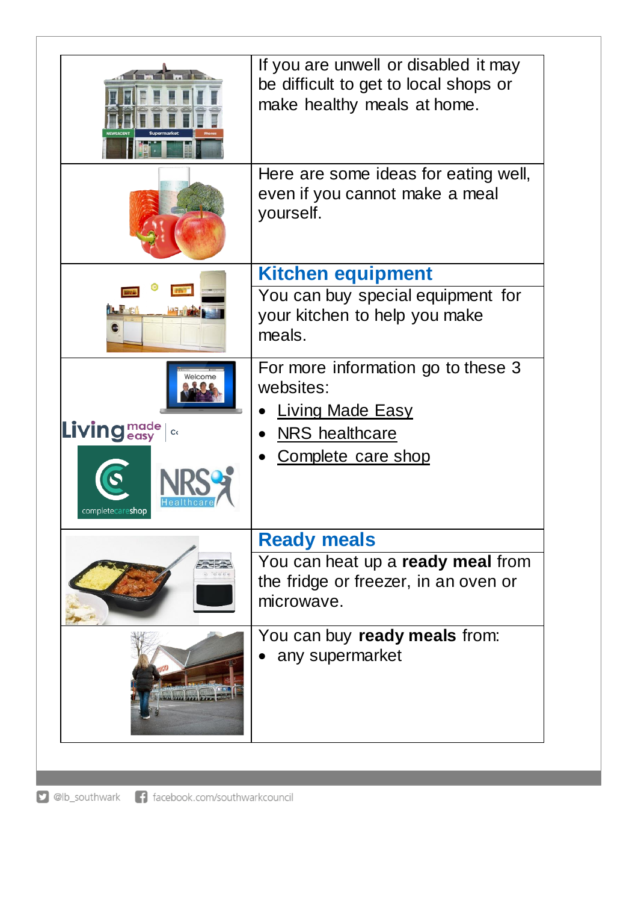If you are unwell or disabled it may be difficult to get to local shops or make healthy meals at home.

Here are some ideas for eating well, even if you cannot make a meal yourself.

## Kitchen equipment

You can buy special equipment for your kitchen to help you make meals.

For more information go to these 3 websites:

- Living Made Easy
- NRS healthcare
- Complete care shop

## Ready meals

You can heat up a **ready meal** from the fridge or freezer, in an oven or microwave.

You can buy **ready meals** from:

- any supermarket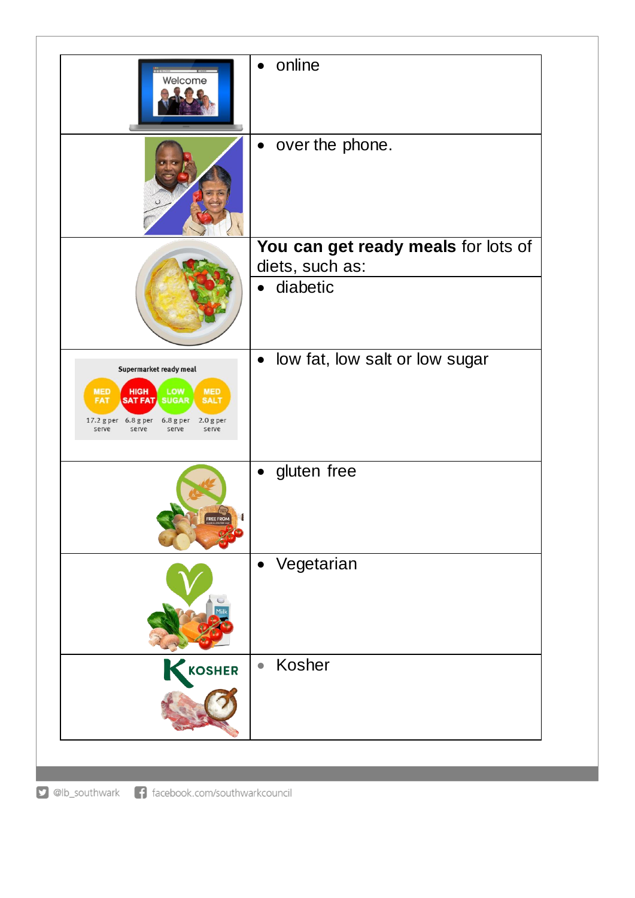- online
- over the phone.

**You can get ready meals** for lots of diets, such as:

- diabetic
- low fat, low salt or low sugar
- gluten free
- Vegetarian
- Kosher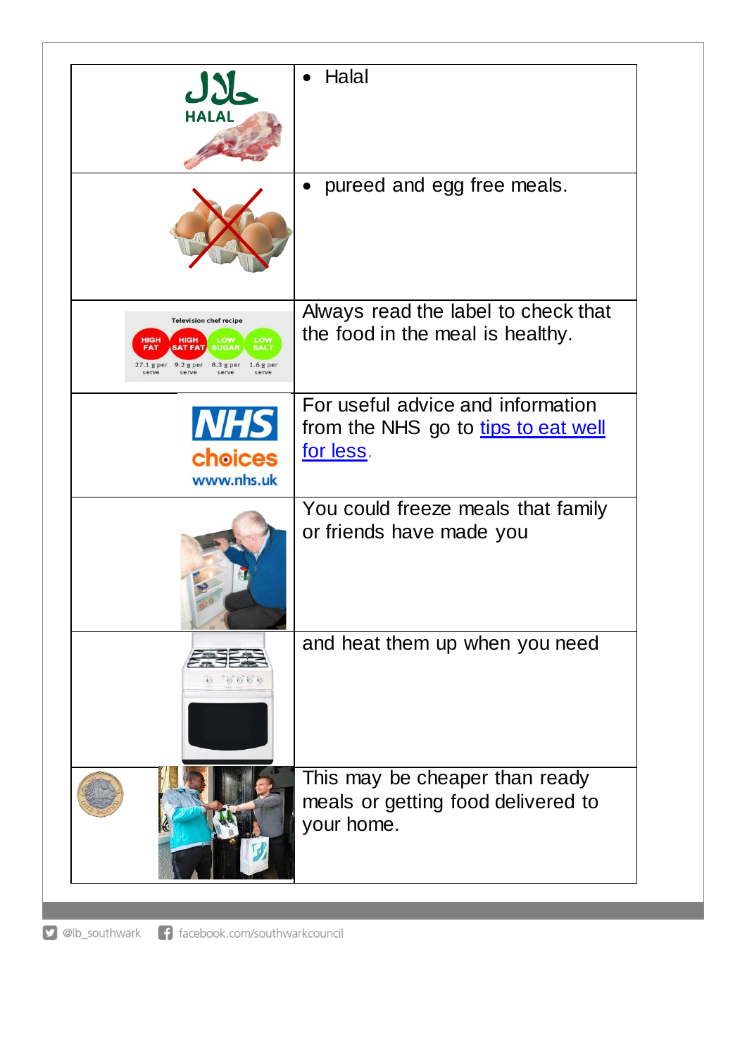| | |
|---|---|
| | - Halal |
| | - pureed and egg free meals. |
| | Always read the label to check that the food in the meal is healthy. |
| | For useful advice and information from the NHS go to [tips to eat well for less](). |
| | You could freeze meals that family or friends have made you |
| | and heat them up when you need |
| | This may be cheaper than ready meals or getting food delivered to your home. |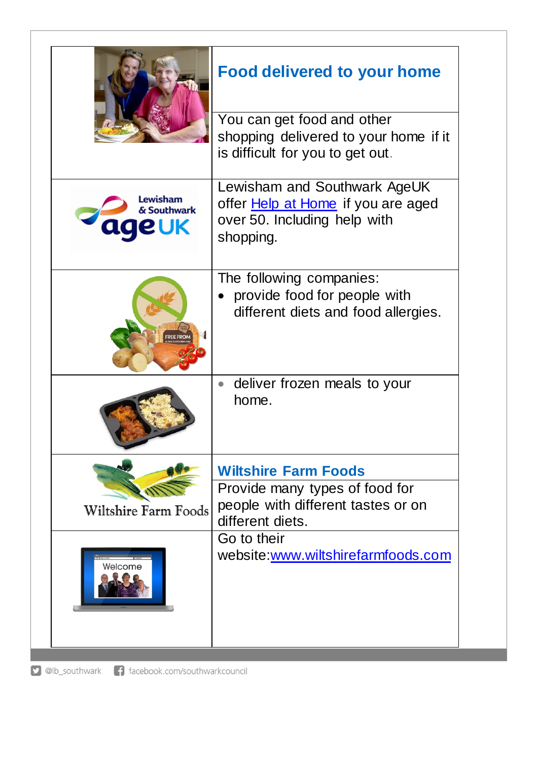| | |
|---|---|
| | **Food delivered to your home** |
| | You can get food and other shopping delivered to your home if it is difficult for you to get out. |
| | Lewisham and Southwark AgeUK offer [Help at Home](#) if you are aged over 50. Including help with shopping. |
| | The following companies:<br>• provide food for people with different diets and food allergies. |
| | • deliver frozen meals to your home. |
| Wiltshire Farm Foods | **Wiltshire Farm Foods** |
| | Provide many types of food for people with different tastes or on different diets. |
| | Go to their website:[www.wiltshirefarmfoods.com](http://www.wiltshirefarmfoods.com) |

@lb_southwark facebook.com/southwarkcouncil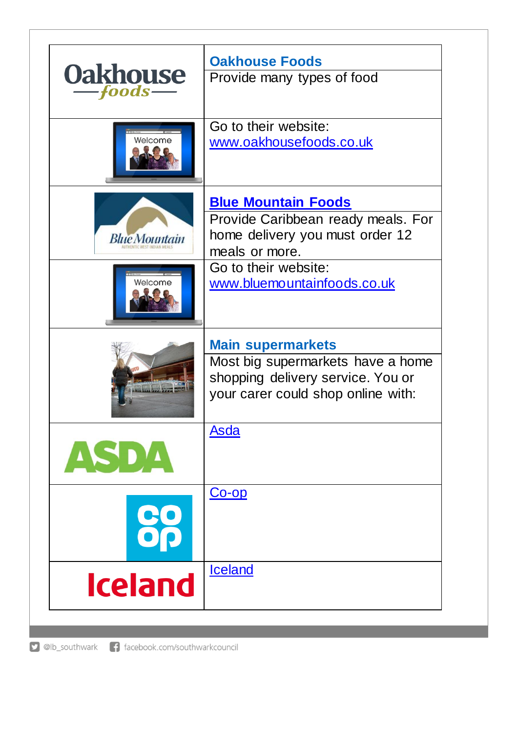| | |
|---|---|
| | **Oakhouse Foods**<br>Provide many types of food |
| | Go to their website:<br>www.oakhousefoods.co.uk |
| | **Blue Mountain Foods**<br>Provide Caribbean ready meals. For home delivery you must order 12 meals or more. |
| | Go to their website:<br>www.bluemountainfoods.co.uk |
| | **Main supermarkets**<br>Most big supermarkets have a home shopping delivery service. You or your carer could shop online with: |
| | Asda |
| | Co-op |
| | Iceland |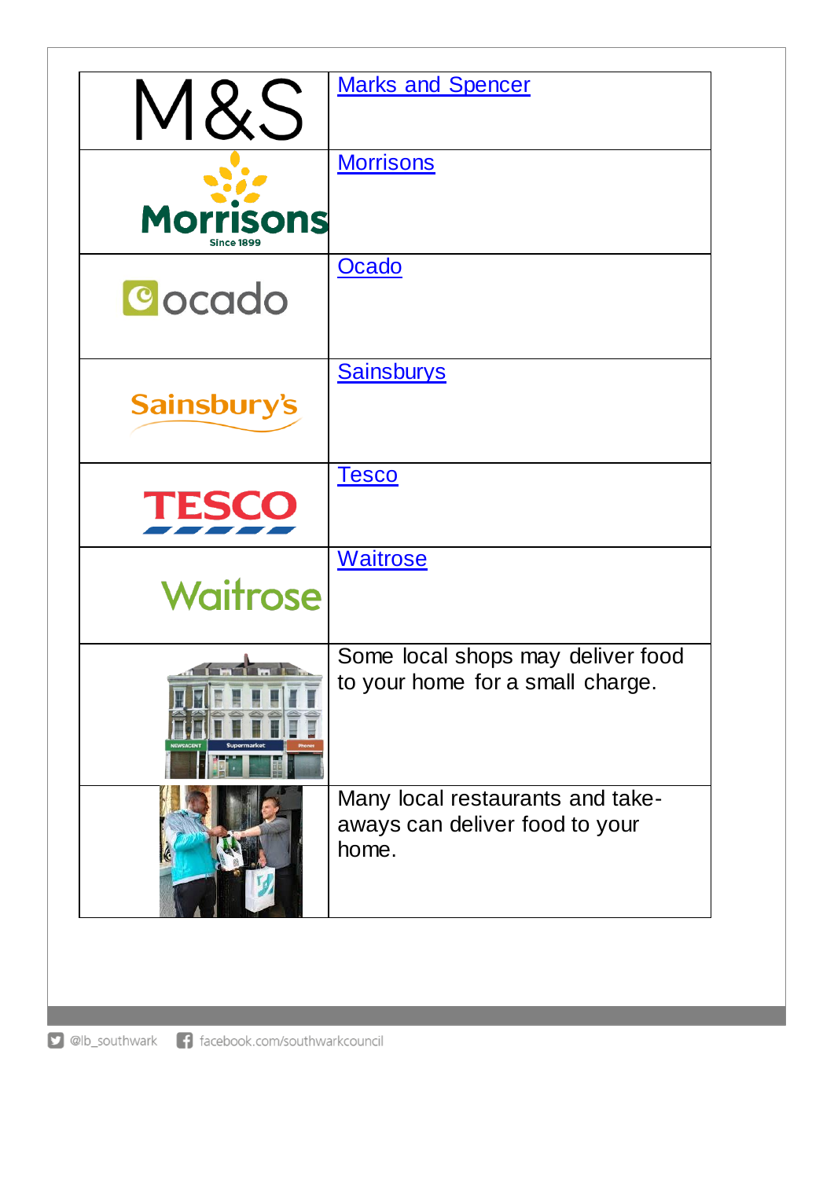| | |
|---|---|
| M&S | Marks and Spencer |
| Morrisons Since 1899 | Morrisons |
| ocado | Ocado |
| Sainsbury's | Sainsburys |
| TESCO | Tesco |
| Waitrose | Waitrose |
| | Some local shops may deliver food to your home for a small charge. |
| | Many local restaurants and take-aways can deliver food to your home. |

@lb_southwark facebook.com/southwarkcouncil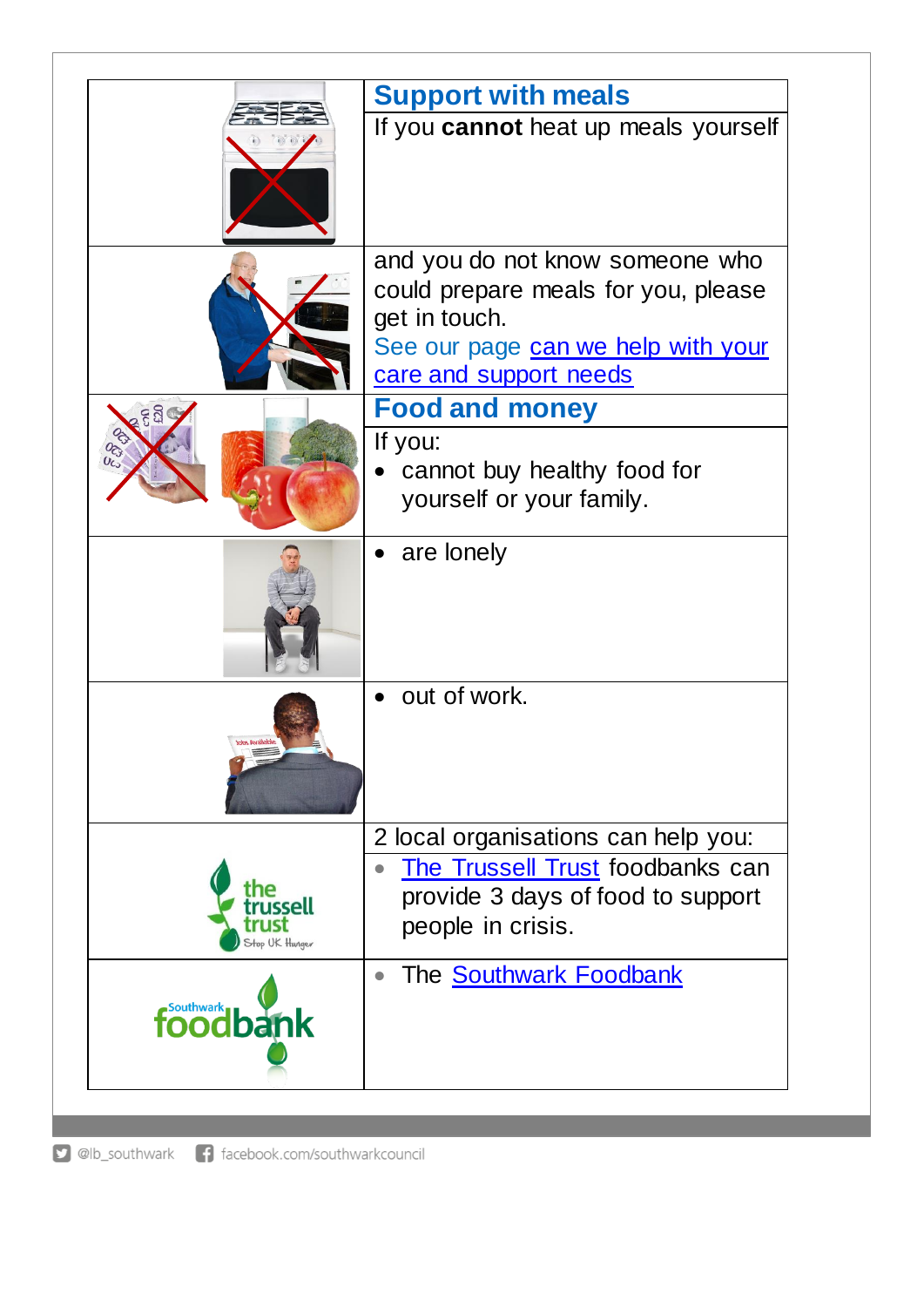## Support with meals

If you **cannot** heat up meals yourself

and you do not know someone who could prepare meals for you, please get in touch.

See our page [can we help with your care and support needs]

## Food and money

If you:

- cannot buy healthy food for yourself or your family.
- are lonely
- out of work.

2 local organisations can help you:

- The Trussell Trust foodbanks can provide 3 days of food to support people in crisis.
- The Southwark Foodbank

@lb_southwark facebook.com/southwarkcouncil